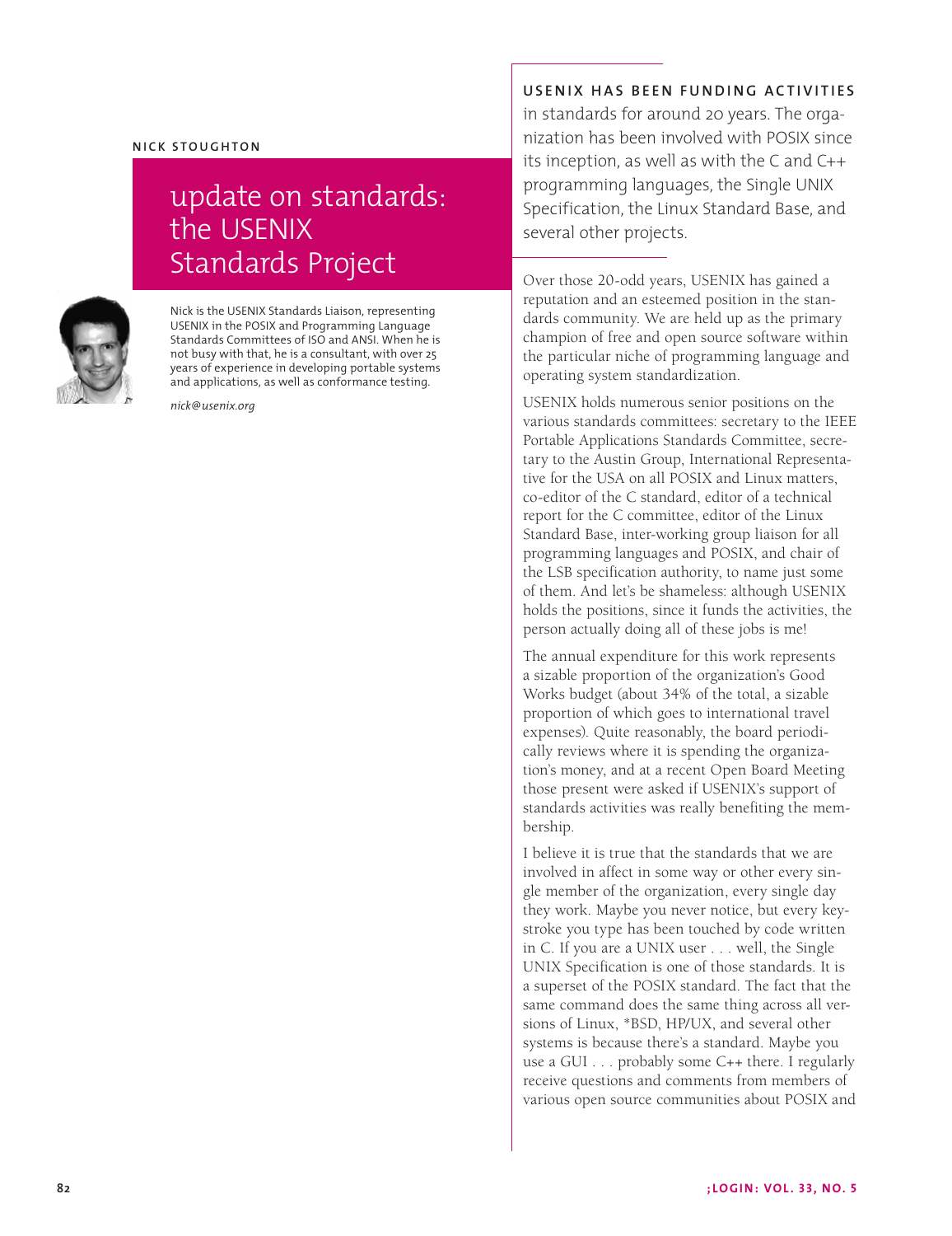NICK STOUGHTON

# update on standards: the USENIX Standards Project

Nick is the USENIX Standards Liaison, representing USENIX in the POSIX and Programming Language Standards Committees of ISO and ANSI. When he is not busy with that, he is a consultant, with over 25 years of experience in developing portable systems and applications, as well as conformance testing.

*nick@usenix.org*

**USENIX HAS BEEN FUNDING ACTIVITIES** in standards for around 20 years. The organization has been involved with POSIX since its inception, as well as with the C and C++ programming languages, the Single UNIX Specification, the Linux Standard Base, and several other projects.

Over those 20-odd years, USENIX has gained a reputation and an esteemed position in the standards community. We are held up as the primary champion of free and open source software within the particular niche of programming language and operating system standardization.

USENIX holds numerous senior positions on the various standards committees: secretary to the IEEE Portable Applications Standards Committee, secretary to the Austin Group, International Representative for the USA on all POSIX and Linux matters, co-editor of the C standard, editor of a technical report for the C committee, editor of the Linux Standard Base, inter-working group liaison for all programming languages and POSIX, and chair of the LSB specification authority, to name just some of them. And let's be shameless: although USENIX holds the positions, since it funds the activities, the person actually doing all of these jobs is me!

The annual expenditure for this work represents a sizable proportion of the organization's Good Works budget (about 34% of the total, a sizable proportion of which goes to international travel expenses). Quite reasonably, the board periodically reviews where it is spending the organization's money, and at a recent Open Board Meeting those present were asked if USENIX's support of standards activities was really benefiting the membership.

I believe it is true that the standards that we are involved in affect in some way or other every single member of the organization, every single day they work. Maybe you never notice, but every keystroke you type has been touched by code written in C. If you are a UNIX user . . . well, the Single UNIX Specification is one of those standards. It is a superset of the POSIX standard. The fact that the same command does the same thing across all versions of Linux, *BSD, HP/UX, and several other systems is because there's a standard. Maybe you use a GUI . . . probably some C++ there. I regularly receive questions and comments from members of various open source communities about POSIX and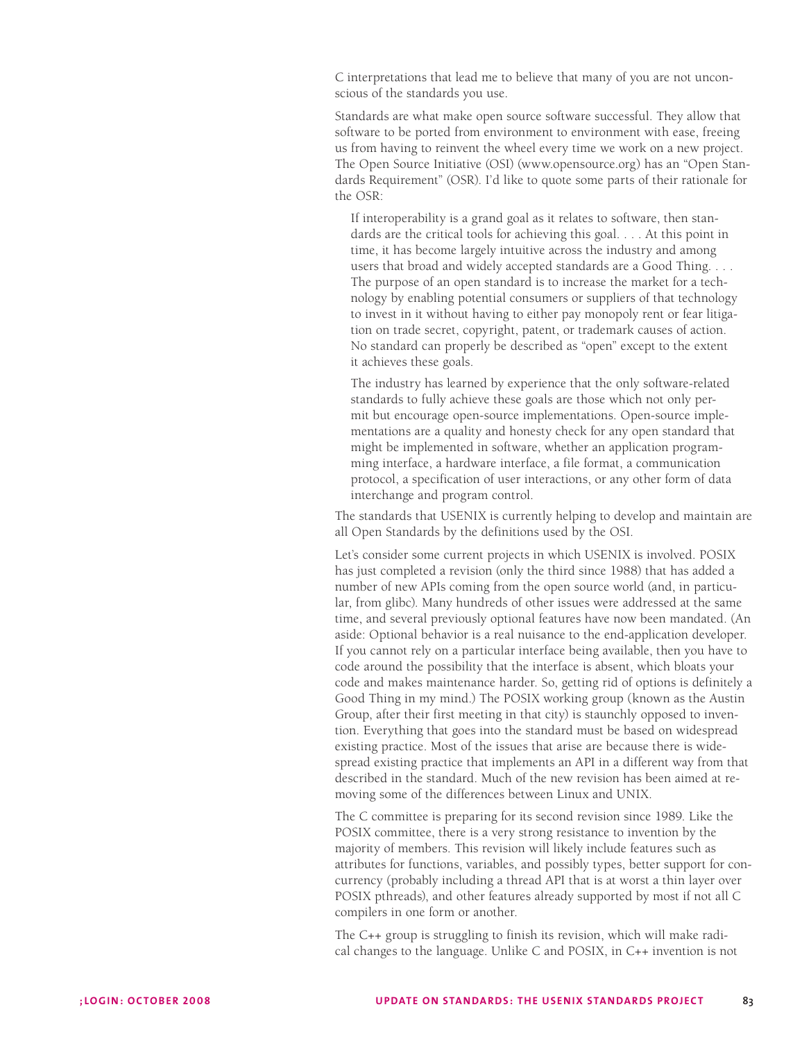C interpretations that lead me to believe that many of you are not unconscious of the standards you use.

Standards are what make open source software successful. They allow that software to be ported from environment to environment with ease, freeing us from having to reinvent the wheel every time we work on a new project. The Open Source Initiative (OSI) (www.opensource.org) has an "Open Standards Requirement" (OSR). I'd like to quote some parts of their rationale for the OSR:

> If interoperability is a grand goal as it relates to software, then standards are the critical tools for achieving this goal. . . . At this point in time, it has become largely intuitive across the industry and among users that broad and widely accepted standards are a Good Thing. . . . The purpose of an open standard is to increase the market for a technology by enabling potential consumers or suppliers of that technology to invest in it without having to either pay monopoly rent or fear litigation on trade secret, copyright, patent, or trademark causes of action. No standard can properly be described as "open" except to the extent it achieves these goals.
>
> The industry has learned by experience that the only software-related standards to fully achieve these goals are those which not only permit but encourage open-source implementations. Open-source implementations are a quality and honesty check for any open standard that might be implemented in software, whether an application programming interface, a hardware interface, a file format, a communication protocol, a specification of user interactions, or any other form of data interchange and program control.

The standards that USENIX is currently helping to develop and maintain are all Open Standards by the definitions used by the OSI.

Let's consider some current projects in which USENIX is involved. POSIX has just completed a revision (only the third since 1988) that has added a number of new APIs coming from the open source world (and, in particular, from glibc). Many hundreds of other issues were addressed at the same time, and several previously optional features have now been mandated. (An aside: Optional behavior is a real nuisance to the end-application developer. If you cannot rely on a particular interface being available, then you have to code around the possibility that the interface is absent, which bloats your code and makes maintenance harder. So, getting rid of options is definitely a Good Thing in my mind.) The POSIX working group (known as the Austin Group, after their first meeting in that city) is staunchly opposed to invention. Everything that goes into the standard must be based on widespread existing practice. Most of the issues that arise are because there is widespread existing practice that implements an API in a different way from that described in the standard. Much of the new revision has been aimed at removing some of the differences between Linux and UNIX.

The C committee is preparing for its second revision since 1989. Like the POSIX committee, there is a very strong resistance to invention by the majority of members. This revision will likely include features such as attributes for functions, variables, and possibly types, better support for concurrency (probably including a thread API that is at worst a thin layer over POSIX pthreads), and other features already supported by most if not all C compilers in one form or another.

The C++ group is struggling to finish its revision, which will make radical changes to the language. Unlike C and POSIX, in C++ invention is not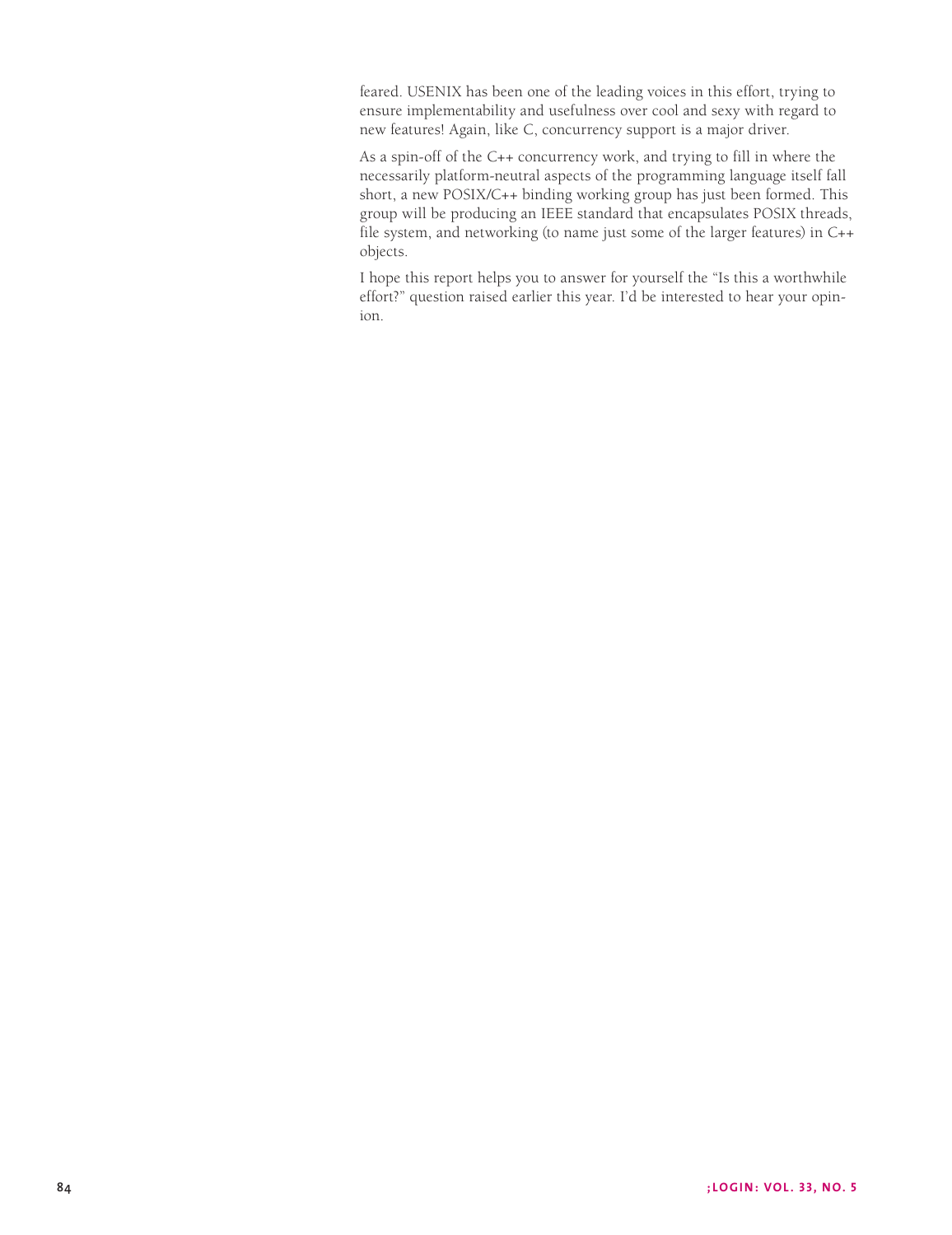feared. USENIX has been one of the leading voices in this effort, trying to ensure implementability and usefulness over cool and sexy with regard to new features! Again, like C, concurrency support is a major driver.

As a spin-off of the C++ concurrency work, and trying to fill in where the necessarily platform-neutral aspects of the programming language itself fall short, a new POSIX/C++ binding working group has just been formed. This group will be producing an IEEE standard that encapsulates POSIX threads, file system, and networking (to name just some of the larger features) in C++ objects.

I hope this report helps you to answer for yourself the "Is this a worthwhile effort?" question raised earlier this year. I'd be interested to hear your opinion.